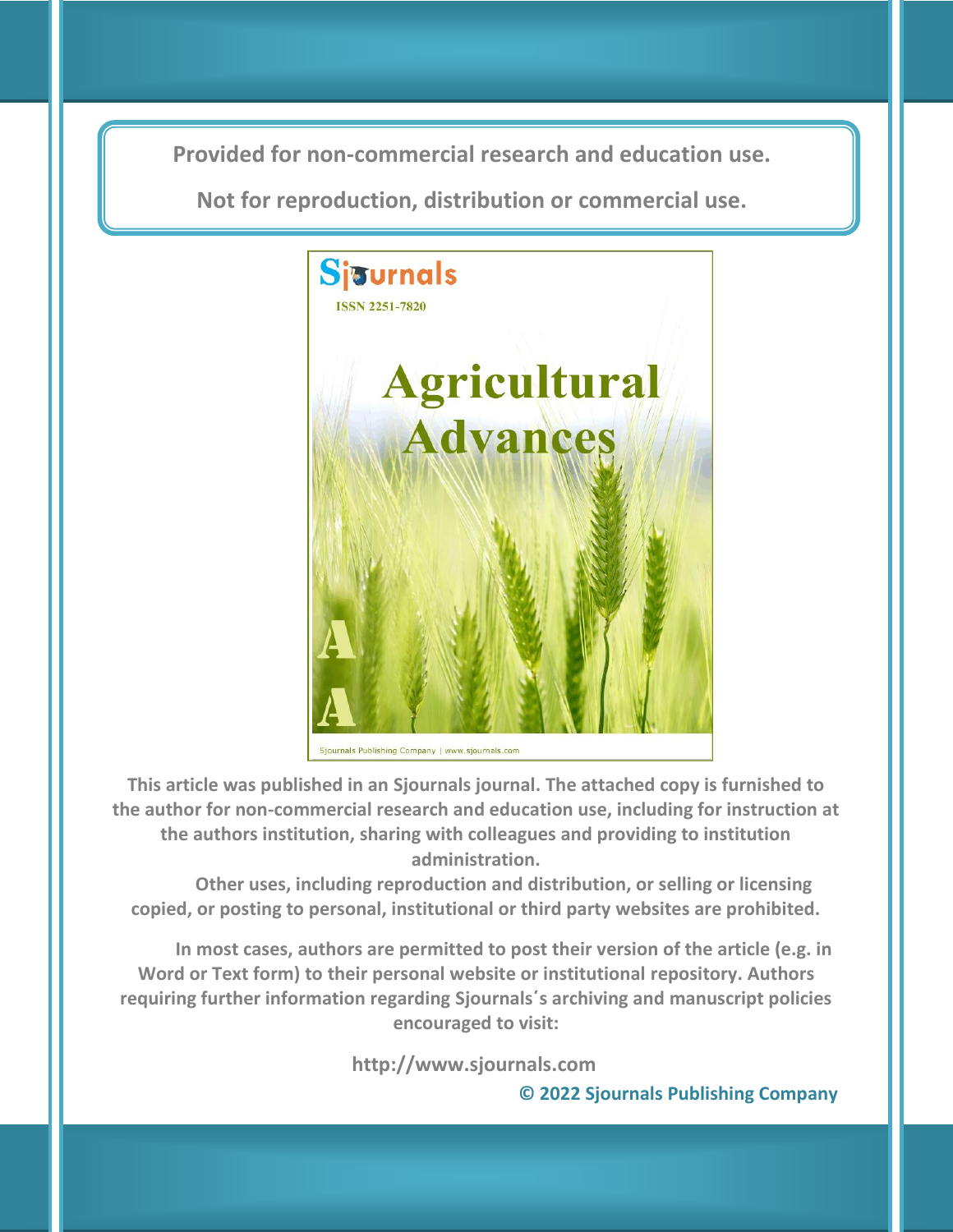Provided for non-commercial research and education use.

Not for reproduction, distribution or commercial use.

Sjournals

ISSN 2251-7820

Agricultural Advances

Sjournals Publishing Company | www.sjournals.com

This article was published in an Sjournals journal. The attached copy is furnished to the author for non-commercial research and education use, including for instruction at the authors institution, sharing with colleagues and providing to institution administration.

Other uses, including reproduction and distribution, or selling or licensing copied, or posting to personal, institutional or third party websites are prohibited.

In most cases, authors are permitted to post their version of the article (e.g. in Word or Text form) to their personal website or institutional repository. Authors requiring further information regarding Sjournals´s archiving and manuscript policies encouraged to visit:

http://www.sjournals.com

© 2022 Sjournals Publishing Company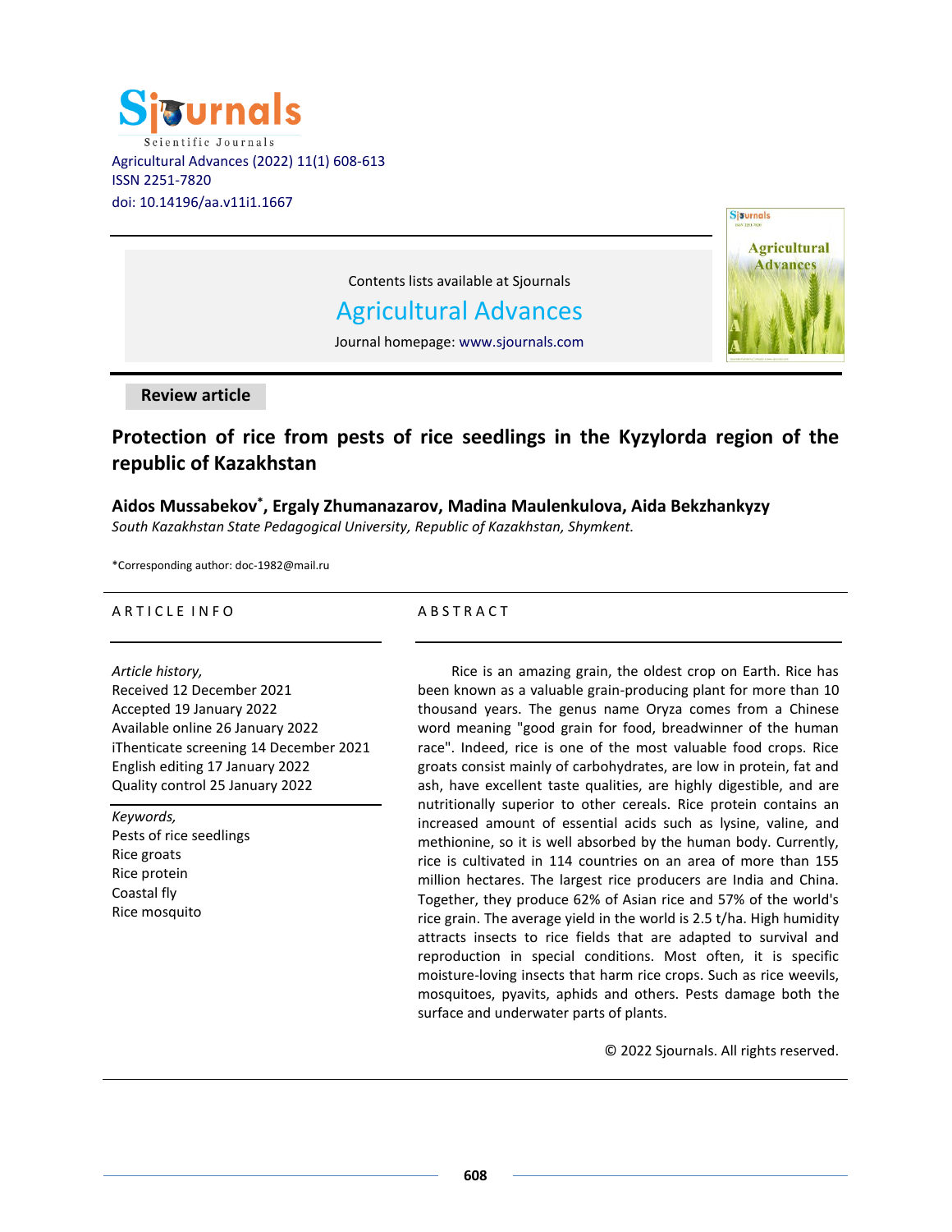Contents lists available at Sjournals

# Agricultural Advances

Journal homepage: www.sjournals.com

**Review article**

## Protection of rice from pests of rice seedlings in the Kyzylorda region of the republic of Kazakhstan

**Aidos Mussabekov*, Ergaly Zhumanazarov, Madina Maulenkulova, Aida Bekzhankyzy**

*South Kazakhstan State Pedagogical University, Republic of Kazakhstan, Shymkent.*

*Corresponding author: doc-1982@mail.ru

### ARTICLE INFO

*Article history,*
Received 12 December 2021
Accepted 19 January 2022
Available online 26 January 2022
iThenticate screening 14 December 2021
English editing 17 January 2022
Quality control 25 January 2022

*Keywords,*
Pests of rice seedlings
Rice groats
Rice protein
Coastal fly
Rice mosquito

### ABSTRACT

Rice is an amazing grain, the oldest crop on Earth. Rice has been known as a valuable grain-producing plant for more than 10 thousand years. The genus name Oryza comes from a Chinese word meaning "good grain for food, breadwinner of the human race". Indeed, rice is one of the most valuable food crops. Rice groats consist mainly of carbohydrates, are low in protein, fat and ash, have excellent taste qualities, are highly digestible, and are nutritionally superior to other cereals. Rice protein contains an increased amount of essential acids such as lysine, valine, and methionine, so it is well absorbed by the human body. Currently, rice is cultivated in 114 countries on an area of more than 155 million hectares. The largest rice producers are India and China. Together, they produce 62% of Asian rice and 57% of the world's rice grain. The average yield in the world is 2.5 t/ha. High humidity attracts insects to rice fields that are adapted to survival and reproduction in special conditions. Most often, it is specific moisture-loving insects that harm rice crops. Such as rice weevils, mosquitoes, pyavits, aphids and others. Pests damage both the surface and underwater parts of plants.

© 2022 Sjournals. All rights reserved.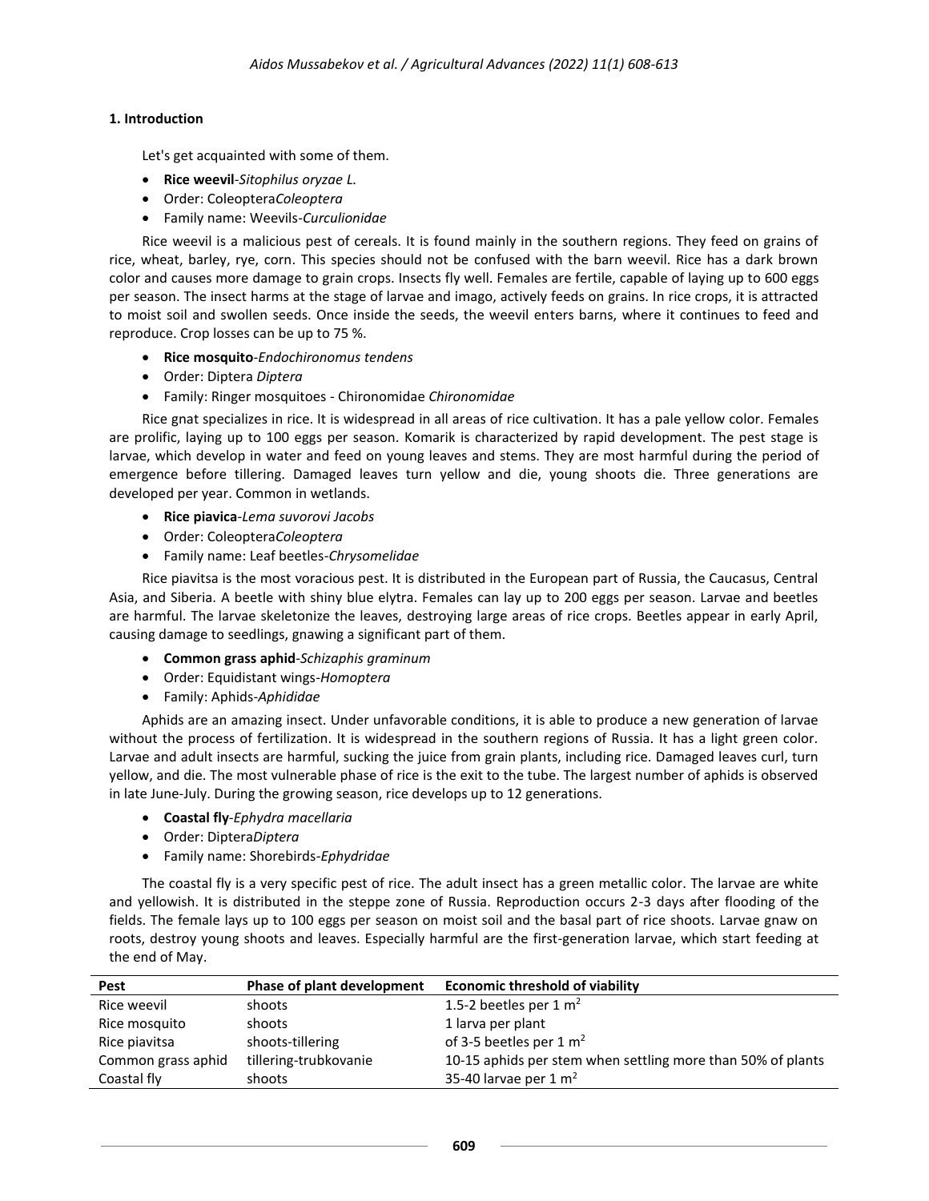## 1. Introduction

Let's get acquainted with some of them.

- **Rice weevil**-*Sitophilus oryzae L.*
- Order: Coleoptera*Coleoptera*
- Family name: Weevils-*Curculionidae*

Rice weevil is a malicious pest of cereals. It is found mainly in the southern regions. They feed on grains of rice, wheat, barley, rye, corn. This species should not be confused with the barn weevil. Rice has a dark brown color and causes more damage to grain crops. Insects fly well. Females are fertile, capable of laying up to 600 eggs per season. The insect harms at the stage of larvae and imago, actively feeds on grains. In rice crops, it is attracted to moist soil and swollen seeds. Once inside the seeds, the weevil enters barns, where it continues to feed and reproduce. Crop losses can be up to 75 %.

- **Rice mosquito**-*Endochironomus tendens*
- Order: Diptera *Diptera*
- Family: Ringer mosquitoes - Chironomidae *Chironomidae*

Rice gnat specializes in rice. It is widespread in all areas of rice cultivation. It has a pale yellow color. Females are prolific, laying up to 100 eggs per season. Komarik is characterized by rapid development. The pest stage is larvae, which develop in water and feed on young leaves and stems. They are most harmful during the period of emergence before tillering. Damaged leaves turn yellow and die, young shoots die. Three generations are developed per year. Common in wetlands.

- **Rice piavica**-*Lema suvorovi Jacobs*
- Order: Coleoptera*Coleoptera*
- Family name: Leaf beetles-*Chrysomelidae*

Rice piavitsa is the most voracious pest. It is distributed in the European part of Russia, the Caucasus, Central Asia, and Siberia. A beetle with shiny blue elytra. Females can lay up to 200 eggs per season. Larvae and beetles are harmful. The larvae skeletonize the leaves, destroying large areas of rice crops. Beetles appear in early April, causing damage to seedlings, gnawing a significant part of them.

- **Common grass aphid**-*Schizaphis graminum*
- Order: Equidistant wings-*Homoptera*
- Family: Aphids-*Aphididae*

Aphids are an amazing insect. Under unfavorable conditions, it is able to produce a new generation of larvae without the process of fertilization. It is widespread in the southern regions of Russia. It has a light green color. Larvae and adult insects are harmful, sucking the juice from grain plants, including rice. Damaged leaves curl, turn yellow, and die. The most vulnerable phase of rice is the exit to the tube. The largest number of aphids is observed in late June-July. During the growing season, rice develops up to 12 generations.

- **Coastal fly**-*Ephydra macellaria*
- Order: Diptera*Diptera*
- Family name: Shorebirds-*Ephydridae*

The coastal fly is a very specific pest of rice. The adult insect has a green metallic color. The larvae are white and yellowish. It is distributed in the steppe zone of Russia. Reproduction occurs 2-3 days after flooding of the fields. The female lays up to 100 eggs per season on moist soil and the basal part of rice shoots. Larvae gnaw on roots, destroy young shoots and leaves. Especially harmful are the first-generation larvae, which start feeding at the end of May.

| Pest | Phase of plant development | Economic threshold of viability |
|---|---|---|
| Rice weevil | shoots | 1.5-2 beetles per 1 $m^2$ |
| Rice mosquito | shoots | 1 larva per plant |
| Rice piavitsa | shoots-tillering | of 3-5 beetles per 1 $m^2$ |
| Common grass aphid | tillering-trubkovanie | 10-15 aphids per stem when settling more than 50% of plants |
| Coastal fly | shoots | 35-40 larvae per 1 $m^2$ |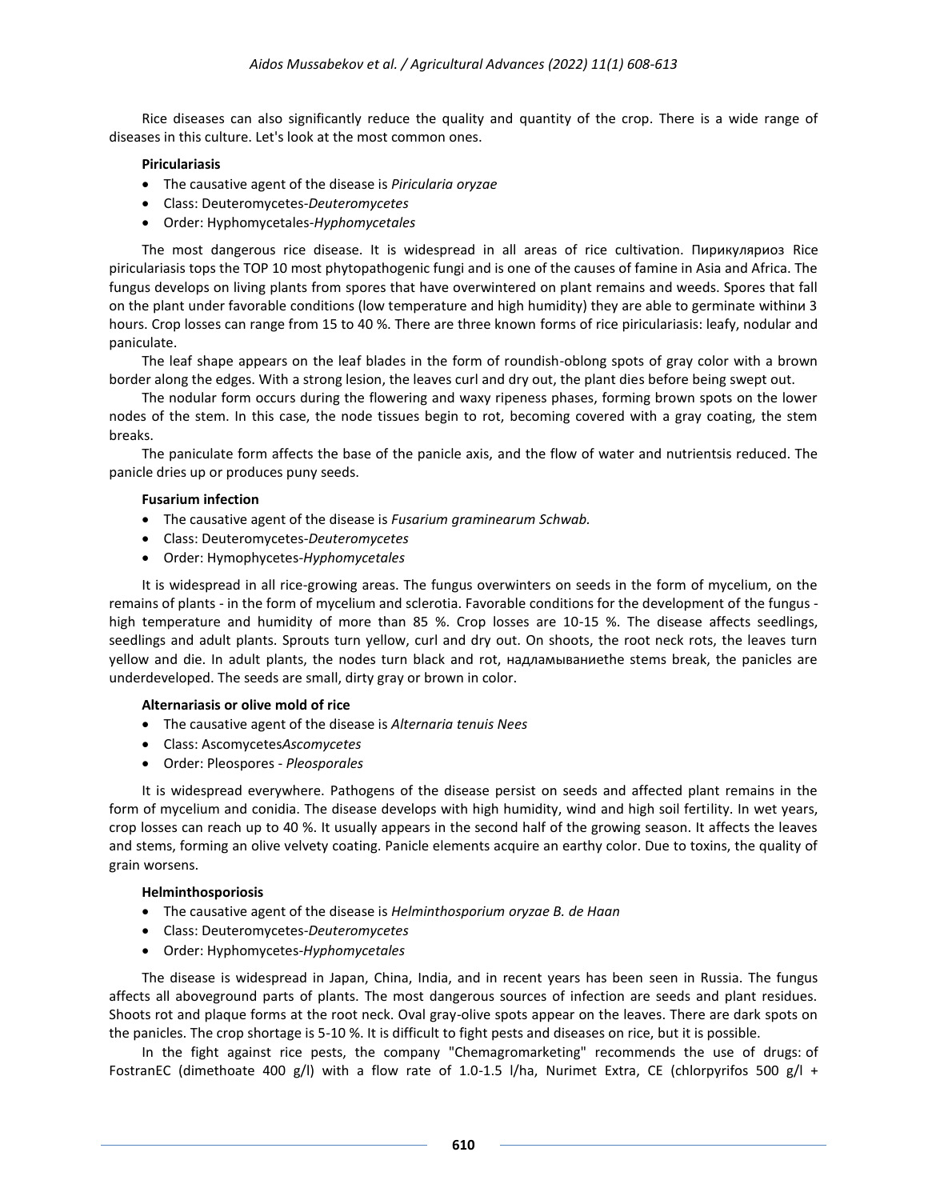Rice diseases can also significantly reduce the quality and quantity of the crop. There is a wide range of diseases in this culture. Let's look at the most common ones.

**Piriculariasis**

- The causative agent of the disease is *Piricularia oryzae*
- Class: Deuteromycetes-*Deuteromycetes*
- Order: Hyphomycetales-*Hyphomycetales*

The most dangerous rice disease. It is widespread in all areas of rice cultivation. Пирикуляриоз Rice piriculariasis tops the TOP 10 most phytopathogenic fungi and is one of the causes of famine in Asia and Africa. The fungus develops on living plants from spores that have overwintered on plant remains and weeds. Spores that fall on the plant under favorable conditions (low temperature and high humidity) they are able to germinate withinи 3 hours. Crop losses can range from 15 to 40 %. There are three known forms of rice piriculariasis: leafy, nodular and paniculate.

The leaf shape appears on the leaf blades in the form of roundish-oblong spots of gray color with a brown border along the edges. With a strong lesion, the leaves curl and dry out, the plant dies before being swept out.

The nodular form occurs during the flowering and waxy ripeness phases, forming brown spots on the lower nodes of the stem. In this case, the node tissues begin to rot, becoming covered with a gray coating, the stem breaks.

The paniculate form affects the base of the panicle axis, and the flow of water and nutrientsis reduced. The panicle dries up or produces puny seeds.

**Fusarium infection**

- The causative agent of the disease is *Fusarium graminearum Schwab.*
- Class: Deuteromycetes-*Deuteromycetes*
- Order: Hymophycetes-*Hyphomycetales*

It is widespread in all rice-growing areas. The fungus overwinters on seeds in the form of mycelium, on the remains of plants - in the form of mycelium and sclerotia. Favorable conditions for the development of the fungus - high temperature and humidity of more than 85 %. Crop losses are 10-15 %. The disease affects seedlings, seedlings and adult plants. Sprouts turn yellow, curl and dry out. On shoots, the root neck rots, the leaves turn yellow and die. In adult plants, the nodes turn black and rot, надламываниеthe stems break, the panicles are underdeveloped. The seeds are small, dirty gray or brown in color.

**Alternariasis or olive mold of rice**

- The causative agent of the disease is *Alternaria tenuis Nees*
- Class: Ascomycetes*Ascomycetes*
- Order: Pleospores - *Pleosporales*

It is widespread everywhere. Pathogens of the disease persist on seeds and affected plant remains in the form of mycelium and conidia. The disease develops with high humidity, wind and high soil fertility. In wet years, crop losses can reach up to 40 %. It usually appears in the second half of the growing season. It affects the leaves and stems, forming an olive velvety coating. Panicle elements acquire an earthy color. Due to toxins, the quality of grain worsens.

**Helminthosporiosis**

- The causative agent of the disease is *Helminthosporium oryzae B. de Haan*
- Class: Deuteromycetes-*Deuteromycetes*
- Order: Hyphomycetes-*Hyphomycetales*

The disease is widespread in Japan, China, India, and in recent years has been seen in Russia. The fungus affects all aboveground parts of plants. The most dangerous sources of infection are seeds and plant residues. Shoots rot and plaque forms at the root neck. Oval gray-olive spots appear on the leaves. There are dark spots on the panicles. The crop shortage is 5-10 %. It is difficult to fight pests and diseases on rice, but it is possible.

In the fight against rice pests, the company "Chemagromarketing" recommends the use of drugs: of FostranEC (dimethoate 400 g/l) with a flow rate of 1.0-1.5 l/ha, Nurimet Extra, CE (chlorpyrifos 500 g/l +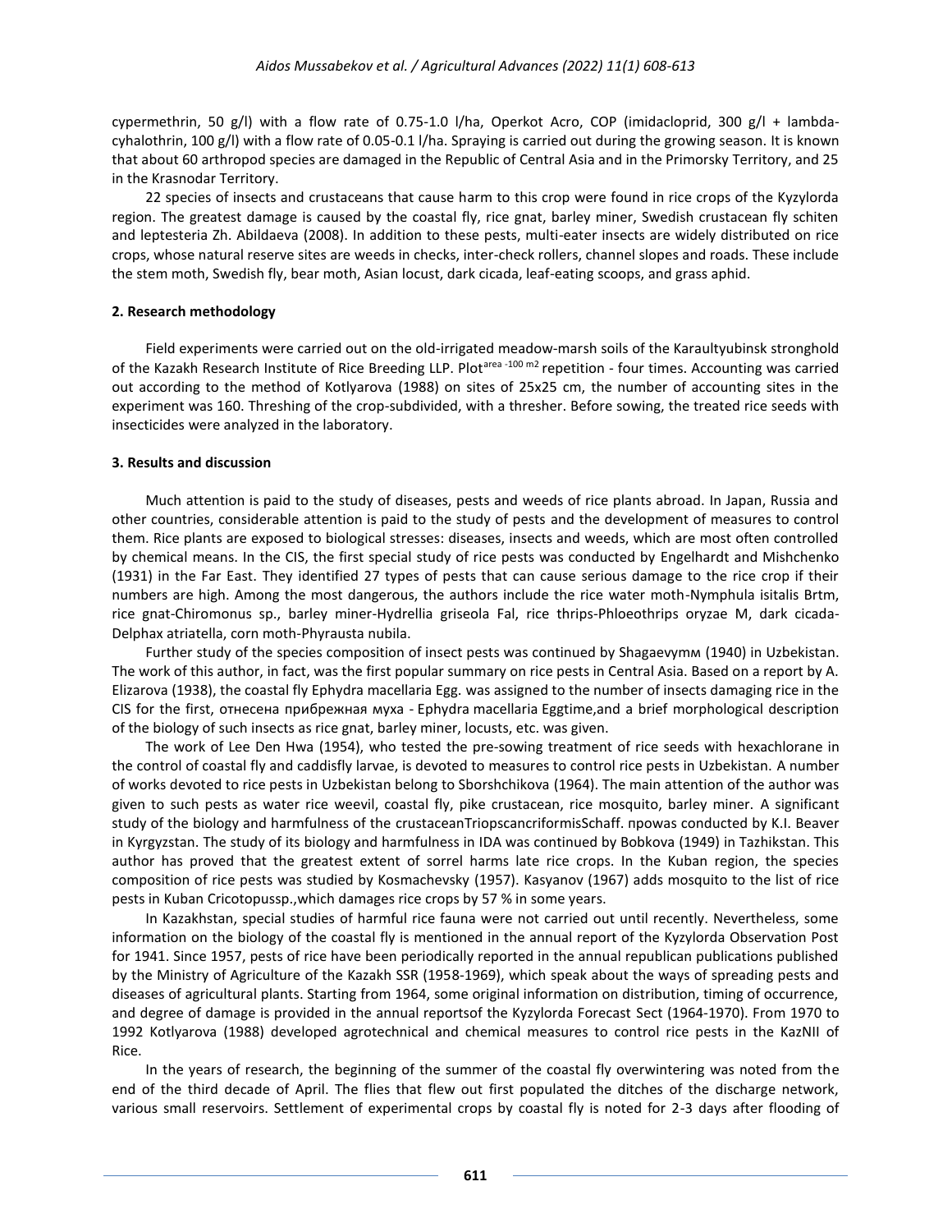cypermethrin, 50 g/l) with a flow rate of 0.75-1.0 l/ha, Operkot Acro, COP (imidacloprid, 300 g/l + lambda-cyhalothrin, 100 g/l) with a flow rate of 0.05-0.1 l/ha. Spraying is carried out during the growing season. It is known that about 60 arthropod species are damaged in the Republic of Central Asia and in the Primorsky Territory, and 25 in the Krasnodar Territory.

22 species of insects and crustaceans that cause harm to this crop were found in rice crops of the Kyzylorda region. The greatest damage is caused by the coastal fly, rice gnat, barley miner, Swedish crustacean fly schiten and leptesteria Zh. Abildaeva (2008). In addition to these pests, multi-eater insects are widely distributed on rice crops, whose natural reserve sites are weeds in checks, inter-check rollers, channel slopes and roads. These include the stem moth, Swedish fly, bear moth, Asian locust, dark cicada, leaf-eating scoops, and grass aphid.

## 2. Research methodology

Field experiments were carried out on the old-irrigated meadow-marsh soils of the Karaultyubinsk stronghold of the Kazakh Research Institute of Rice Breeding LLP. Plot[area -100 m2] repetition - four times. Accounting was carried out according to the method of Kotlyarova (1988) on sites of 25x25 cm, the number of accounting sites in the experiment was 160. Threshing of the crop-subdivided, with a thresher. Before sowing, the treated rice seeds with insecticides were analyzed in the laboratory.

## 3. Results and discussion

Much attention is paid to the study of diseases, pests and weeds of rice plants abroad. In Japan, Russia and other countries, considerable attention is paid to the study of pests and the development of measures to control them. Rice plants are exposed to biological stresses: diseases, insects and weeds, which are most often controlled by chemical means. In the CIS, the first special study of rice pests was conducted by Engelhardt and Mishchenko (1931) in the Far East. They identified 27 types of pests that can cause serious damage to the rice crop if their numbers are high. Among the most dangerous, the authors include the rice water moth-Nymphula isitalis Brtm, rice gnat-Chiromonus sp., barley miner-Hydrellia griseola Fal, rice thrips-Phloeothrips oryzae M, dark cicada-Delphax atriatella, corn moth-Phyrausta nubila.

Further study of the species composition of insect pests was continued by Shagaevymм (1940) in Uzbekistan. The work of this author, in fact, was the first popular summary on rice pests in Central Asia. Based on a report by A. Elizarova (1938), the coastal fly Ephydra macellaria Egg. was assigned to the number of insects damaging rice in the CIS for the first, отнесена прибрежная муха - Ephydra macellaria Eggtime,and a brief morphological description of the biology of such insects as rice gnat, barley miner, locusts, etc. was given.

The work of Lee Den Hwa (1954), who tested the pre-sowing treatment of rice seeds with hexachlorane in the control of coastal fly and caddisfly larvae, is devoted to measures to control rice pests in Uzbekistan. A number of works devoted to rice pests in Uzbekistan belong to Sborshchikova (1964). The main attention of the author was given to such pests as water rice weevil, coastal fly, pike crustacean, rice mosquito, barley miner. A significant study of the biology and harmfulness of the crustaceanTriopscancriformisSchaff. npowas conducted by K.I. Beaver in Kyrgyzstan. The study of its biology and harmfulness in IDA was continued by Bobkova (1949) in Tazhikstan. This author has proved that the greatest extent of sorrel harms late rice crops. In the Kuban region, the species composition of rice pests was studied by Kosmachevsky (1957). Kasyanov (1967) adds mosquito to the list of rice pests in Kuban Cricotopussp.,which damages rice crops by 57 % in some years.

In Kazakhstan, special studies of harmful rice fauna were not carried out until recently. Nevertheless, some information on the biology of the coastal fly is mentioned in the annual report of the Kyzylorda Observation Post for 1941. Since 1957, pests of rice have been periodically reported in the annual republican publications published by the Ministry of Agriculture of the Kazakh SSR (1958-1969), which speak about the ways of spreading pests and diseases of agricultural plants. Starting from 1964, some original information on distribution, timing of occurrence, and degree of damage is provided in the annual reportsof the Kyzylorda Forecast Sect (1964-1970). From 1970 to 1992 Kotlyarova (1988) developed agrotechnical and chemical measures to control rice pests in the KazNII of Rice.

In the years of research, the beginning of the summer of the coastal fly overwintering was noted from the end of the third decade of April. The flies that flew out first populated the ditches of the discharge network, various small reservoirs. Settlement of experimental crops by coastal fly is noted for 2-3 days after flooding of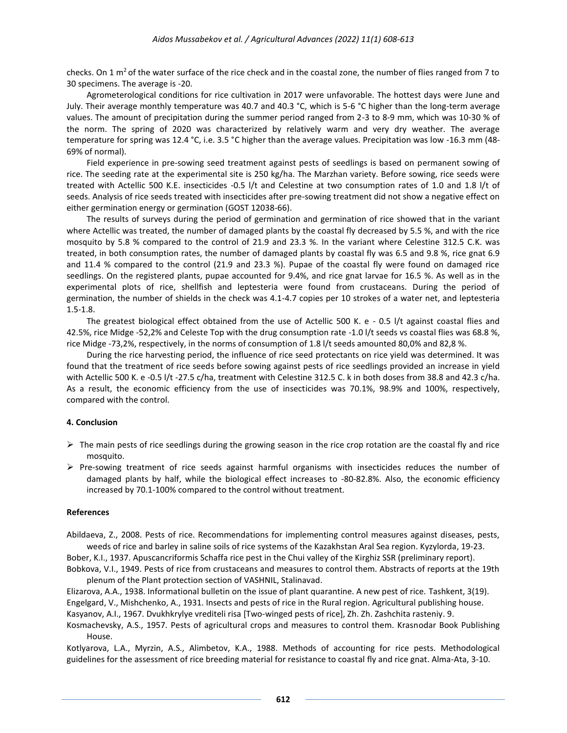checks. On 1 $m^2$ of the water surface of the rice check and in the coastal zone, the number of flies ranged from 7 to 30 specimens. The average is -20.

Agrometerological conditions for rice cultivation in 2017 were unfavorable. The hottest days were June and July. Their average monthly temperature was 40.7 and 40.3 °C, which is 5-6 °C higher than the long-term average values. The amount of precipitation during the summer period ranged from 2-3 to 8-9 mm, which was 10-30 % of the norm. The spring of 2020 was characterized by relatively warm and very dry weather. The average temperature for spring was 12.4 °C, i.e. 3.5 °C higher than the average values. Precipitation was low -16.3 mm (48-69% of normal).

Field experience in pre-sowing seed treatment against pests of seedlings is based on permanent sowing of rice. The seeding rate at the experimental site is 250 kg/ha. The Marzhan variety. Before sowing, rice seeds were treated with Actellic 500 K.E. insecticides -0.5 l/t and Celestine at two consumption rates of 1.0 and 1.8 l/t of seeds. Analysis of rice seeds treated with insecticides after pre-sowing treatment did not show a negative effect on either germination energy or germination (GOST 12038-66).

The results of surveys during the period of germination and germination of rice showed that in the variant where Actellic was treated, the number of damaged plants by the coastal fly decreased by 5.5 %, and with the rice mosquito by 5.8 % compared to the control of 21.9 and 23.3 %. In the variant where Celestine 312.5 C.K. was treated, in both consumption rates, the number of damaged plants by coastal fly was 6.5 and 9.8 %, rice gnat 6.9 and 11.4 % compared to the control (21.9 and 23.3 %). Pupae of the coastal fly were found on damaged rice seedlings. On the registered plants, pupae accounted for 9.4%, and rice gnat larvae for 16.5 %. As well as in the experimental plots of rice, shellfish and leptesteria were found from crustaceans. During the period of germination, the number of shields in the check was 4.1-4.7 copies per 10 strokes of a water net, and leptesteria 1.5-1.8.

The greatest biological effect obtained from the use of Actellic 500 K. e - 0.5 l/t against coastal flies and 42.5%, rice Midge -52,2% and Celeste Top with the drug consumption rate -1.0 l/t seeds vs coastal flies was 68.8 %, rice Midge -73,2%, respectively, in the norms of consumption of 1.8 l/t seeds amounted 80,0% and 82,8 %.

During the rice harvesting period, the influence of rice seed protectants on rice yield was determined. It was found that the treatment of rice seeds before sowing against pests of rice seedlings provided an increase in yield with Actellic 500 K. e -0.5 l/t -27.5 c/ha, treatment with Celestine 312.5 C. k in both doses from 38.8 and 42.3 c/ha. As a result, the economic efficiency from the use of insecticides was 70.1%, 98.9% and 100%, respectively, compared with the control.

## 4. Conclusion

- The main pests of rice seedlings during the growing season in the rice crop rotation are the coastal fly and rice mosquito.
- Pre-sowing treatment of rice seeds against harmful organisms with insecticides reduces the number of damaged plants by half, while the biological effect increases to -80-82.8%. Also, the economic efficiency increased by 70.1-100% compared to the control without treatment.

## References

Abildaeva, Z., 2008. Pests of rice. Recommendations for implementing control measures against diseases, pests, weeds of rice and barley in saline soils of rice systems of the Kazakhstan Aral Sea region. Kyzylorda, 19-23.

Bober, K.I., 1937. Apuscancriformis Schaffa rice pest in the Chui valley of the Kirghiz SSR (preliminary report).

Bobkova, V.I., 1949. Pests of rice from crustaceans and measures to control them. Abstracts of reports at the 19th plenum of the Plant protection section of VASHNIL, Stalinavad.

Elizarova, A.A., 1938. Informational bulletin on the issue of plant quarantine. A new pest of rice. Tashkent, 3(19).

Engelgard, V., Mishchenko, A., 1931. Insects and pests of rice in the Rural region. Agricultural publishing house.

Kasyanov, A.I., 1967. Dvukhkrylye vrediteli risa [Two-winged pests of rice], Zh. Zh. Zashchita rasteniy. 9.

Kosmachevsky, A.S., 1957. Pests of agricultural crops and measures to control them. Krasnodar Book Publishing House.

Kotlyarova, L.A., Myrzin, A.S., Alimbetov, K.A., 1988. Methods of accounting for rice pests. Methodological guidelines for the assessment of rice breeding material for resistance to coastal fly and rice gnat. Alma-Ata, 3-10.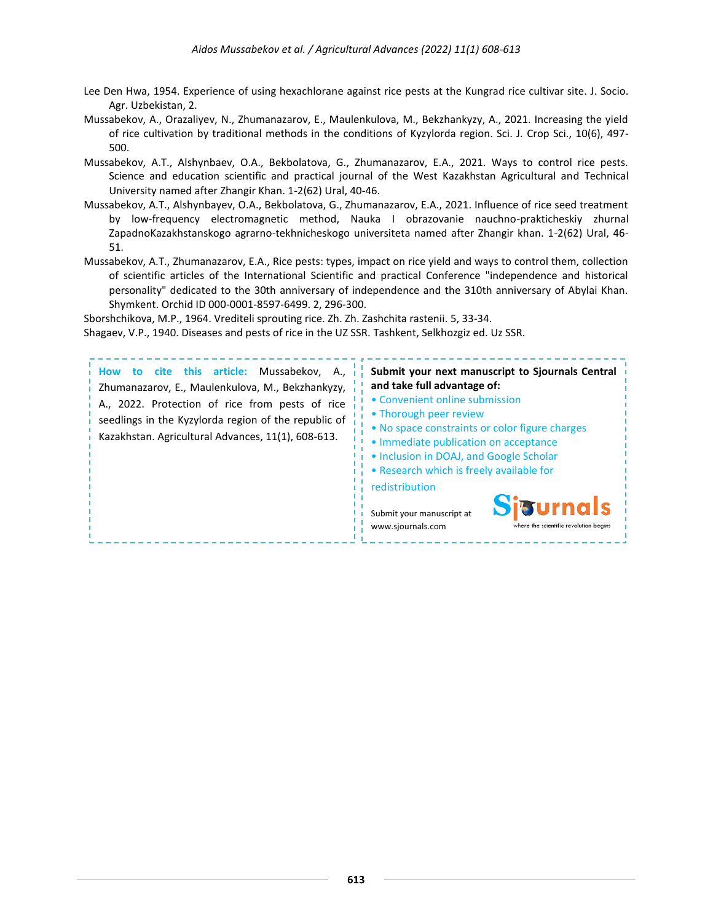Lee Den Hwa, 1954. Experience of using hexachlorane against rice pests at the Kungrad rice cultivar site. J. Socio. Agr. Uzbekistan, 2.

Mussabekov, A., Orazaliyev, N., Zhumanazarov, E., Maulenkulova, M., Bekzhankyzy, A., 2021. Increasing the yield of rice cultivation by traditional methods in the conditions of Kyzylorda region. Sci. J. Crop Sci., 10(6), 497-500.

Mussabekov, A.T., Alshynbaev, O.A., Bekbolatova, G., Zhumanazarov, E.A., 2021. Ways to control rice pests. Science and education scientific and practical journal of the West Kazakhstan Agricultural and Technical University named after Zhangir Khan. 1-2(62) Ural, 40-46.

Mussabekov, A.T., Alshynbayev, O.A., Bekbolatova, G., Zhumanazarov, E.A., 2021. Influence of rice seed treatment by low-frequency electromagnetic method, Nauka I obrazovanie nauchno-prakticheskiy zhurnal ZapadnoKazakhstanskogo agrarno-tekhnicheskogo universiteta named after Zhangir khan. 1-2(62) Ural, 46-51.

Mussabekov, A.T., Zhumanazarov, E.A., Rice pests: types, impact on rice yield and ways to control them, collection of scientific articles of the International Scientific and practical Conference "independence and historical personality" dedicated to the 30th anniversary of independence and the 310th anniversary of Abylai Khan. Shymkent. Orchid ID 000-0001-8597-6499. 2, 296-300.

Sborshchikova, M.P., 1964. Vrediteli sprouting rice. Zh. Zh. Zashchita rastenii. 5, 33-34.

Shagaev, V.P., 1940. Diseases and pests of rice in the UZ SSR. Tashkent, Selkhozgiz ed. Uz SSR.

**How to cite this article:** Mussabekov, A., Zhumanazarov, E., Maulenkulova, M., Bekzhankyzy, A., 2022. Protection of rice from pests of rice seedlings in the Kyzylorda region of the republic of Kazakhstan. Agricultural Advances, 11(1), 608-613.

**Submit your next manuscript to Sjournals Central and take full advantage of:**

- Convenient online submission
- Thorough peer review
- No space constraints or color figure charges
- Immediate publication on acceptance
- Inclusion in DOAJ, and Google Scholar
- Research which is freely available for redistribution

Submit your manuscript at www.sjournals.com

Sjournals — where the scientific revolution begins